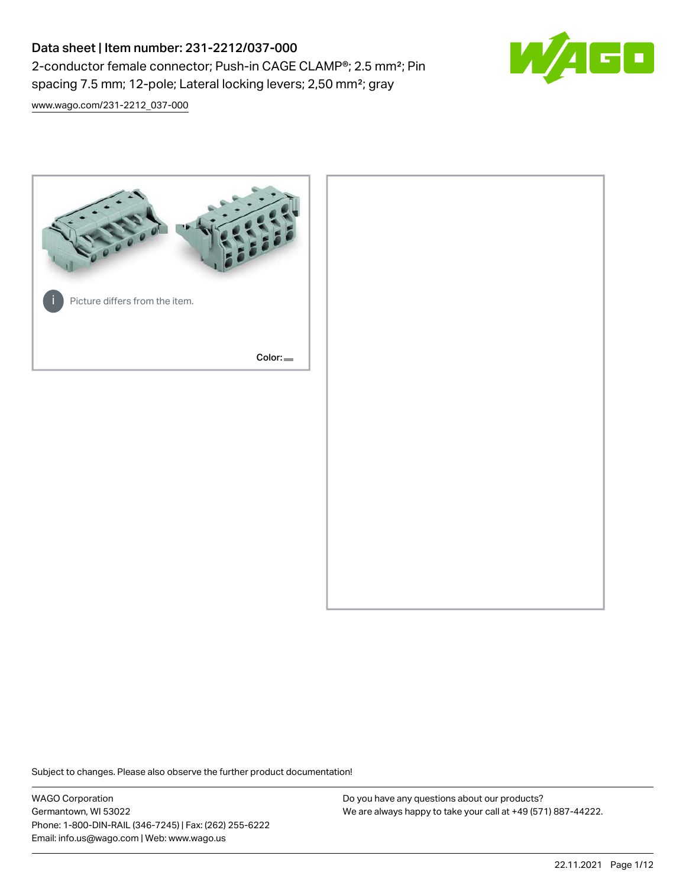# Data sheet | Item number: 231-2212/037-000

2-conductor female connector; Push-in CAGE CLAMP®; 2.5 mm²; Pin spacing 7.5 mm; 12-pole; Lateral locking levers; 2,50 mm²; gray

www.wago.com/231-2212_037-000

Picture differs from the item.

Color:

Subject to changes. Please also observe the further product documentation!

WAGO Corporation
Germantown, WI 53022
Phone: 1-800-DIN-RAIL (346-7245) | Fax: (262) 255-6222
Email: info.us@wago.com | Web: www.wago.us

Do you have any questions about our products?
We are always happy to take your call at +49 (571) 887-44222.

22.11.2021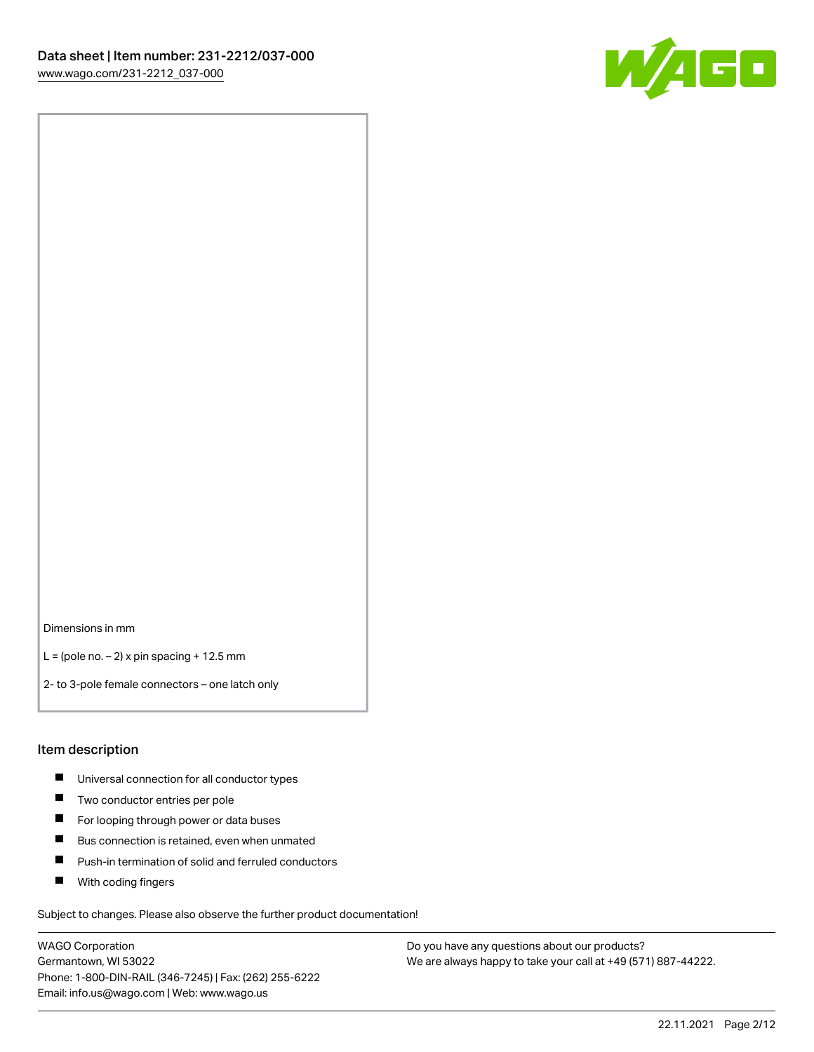Dimensions in mm

L = (pole no. − 2) x pin spacing + 12.5 mm

2- to 3-pole female connectors – one latch only

## Item description

- Universal connection for all conductor types
- Two conductor entries per pole
- For looping through power or data buses
- Bus connection is retained, even when unmated
- Push-in termination of solid and ferruled conductors
- With coding fingers

Subject to changes. Please also observe the further product documentation!

WAGO Corporation
Germantown, WI 53022
Phone: 1-800-DIN-RAIL (346-7245) | Fax: (262) 255-6222
Email: info.us@wago.com | Web: www.wago.us

Do you have any questions about our products?
We are always happy to take your call at +49 (571) 887-44222.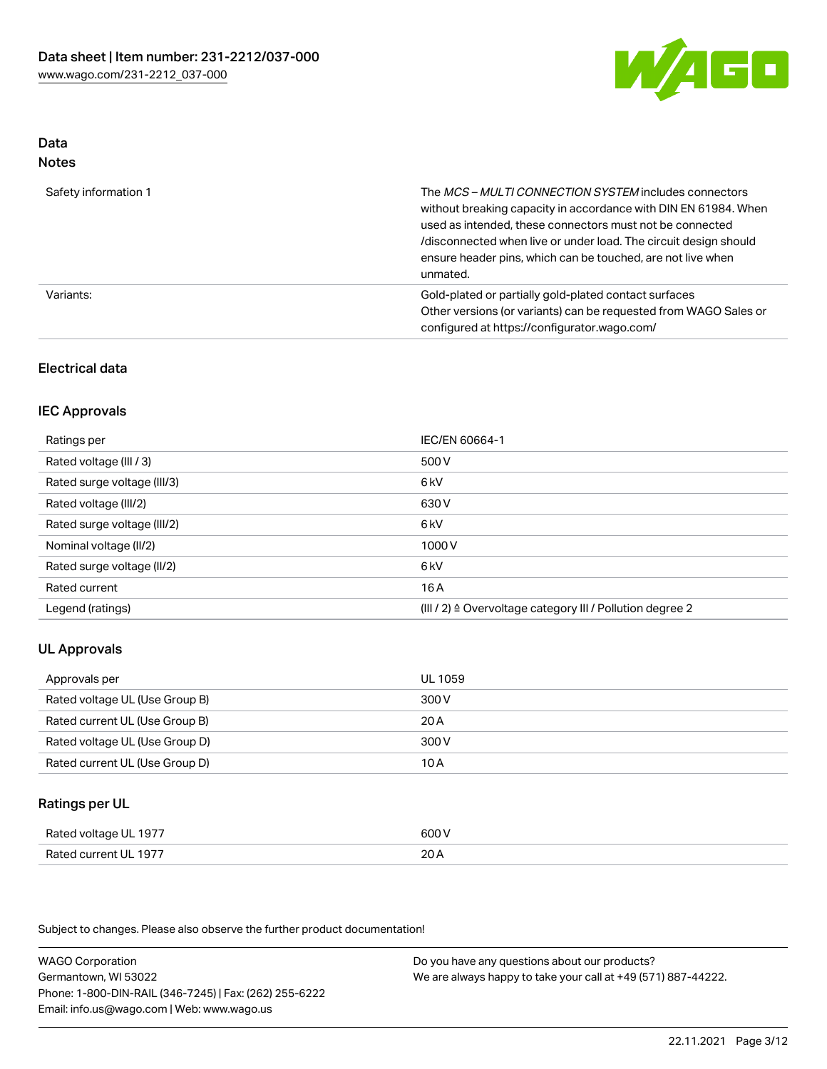## Data
### Notes

| | |
|---|---|
| Safety information 1 | The *MCS – MULTI CONNECTION SYSTEM* includes connectors without breaking capacity in accordance with DIN EN 61984. When used as intended, these connectors must not be connected /disconnected when live or under load. The circuit design should ensure header pins, which can be touched, are not live when unmated. |
| Variants: | Gold-plated or partially gold-plated contact surfaces<br>Other versions (or variants) can be requested from WAGO Sales or configured at https://configurator.wago.com/ |

### Electrical data

### IEC Approvals

| | |
|---|---|
| Ratings per | IEC/EN 60664-1 |
| Rated voltage (III / 3) | 500 V |
| Rated surge voltage (III/3) | 6 kV |
| Rated voltage (III/2) | 630 V |
| Rated surge voltage (III/2) | 6 kV |
| Nominal voltage (II/2) | 1000 V |
| Rated surge voltage (II/2) | 6 kV |
| Rated current | 16 A |
| Legend (ratings) | (III / 2) ≙ Overvoltage category III / Pollution degree 2 |

### UL Approvals

| | |
|---|---|
| Approvals per | UL 1059 |
| Rated voltage UL (Use Group B) | 300 V |
| Rated current UL (Use Group B) | 20 A |
| Rated voltage UL (Use Group D) | 300 V |
| Rated current UL (Use Group D) | 10 A |

### Ratings per UL

| | |
|---|---|
| Rated voltage UL 1977 | 600 V |
| Rated current UL 1977 | 20 A |

Subject to changes. Please also observe the further product documentation!

WAGO Corporation
Germantown, WI 53022
Phone: 1-800-DIN-RAIL (346-7245) | Fax: (262) 255-6222
Email: info.us@wago.com | Web: www.wago.us

Do you have any questions about our products?
We are always happy to take your call at +49 (571) 887-44222.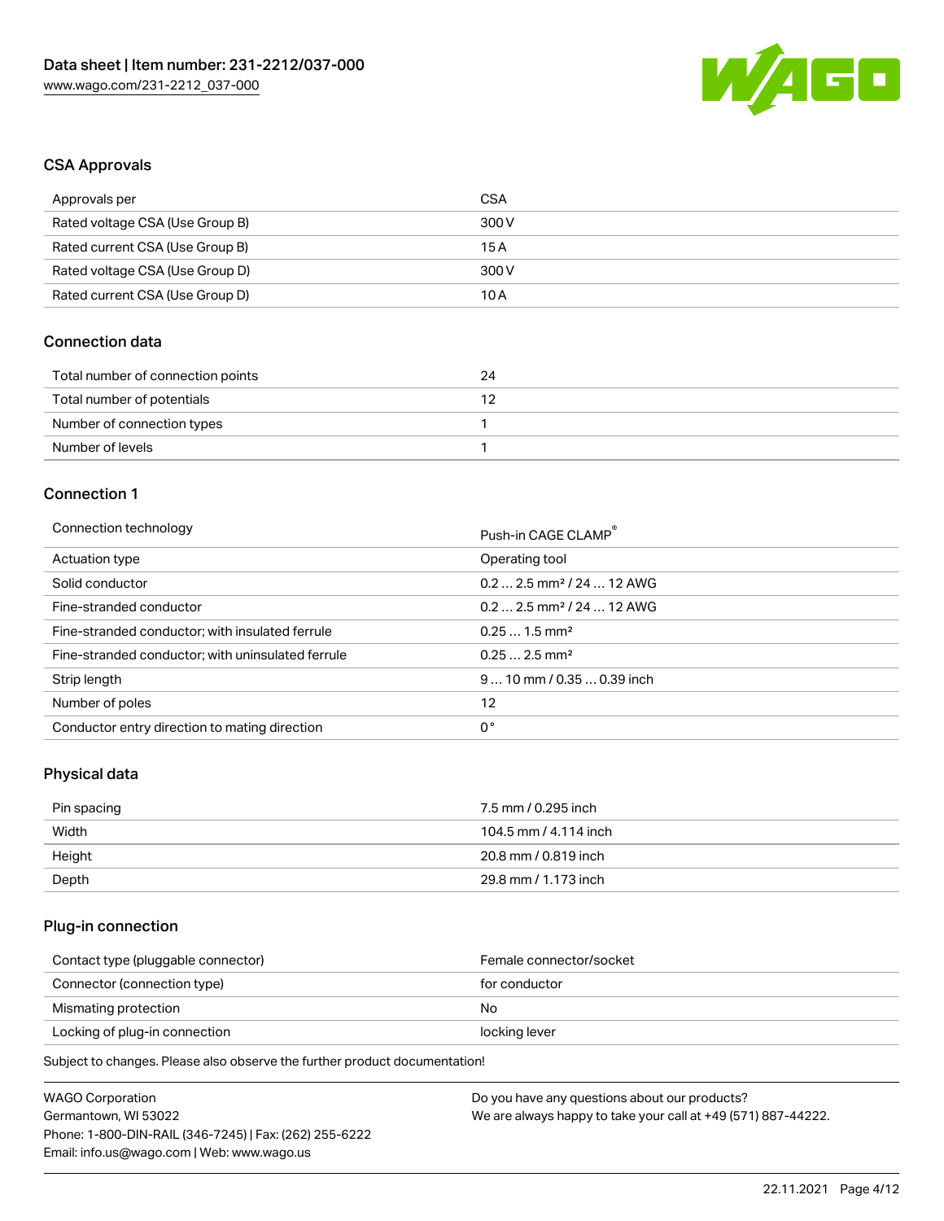## CSA Approvals

| | |
|---|---|
| Approvals per | CSA |
| Rated voltage CSA (Use Group B) | 300 V |
| Rated current CSA (Use Group B) | 15 A |
| Rated voltage CSA (Use Group D) | 300 V |
| Rated current CSA (Use Group D) | 10 A |

## Connection data

| | |
|---|---|
| Total number of connection points | 24 |
| Total number of potentials | 12 |
| Number of connection types | 1 |
| Number of levels | 1 |

## Connection 1

| | |
|---|---|
| Connection technology | Push-in CAGE CLAMP® |
| Actuation type | Operating tool |
| Solid conductor | 0.2 … 2.5 mm² / 24 … 12 AWG |
| Fine-stranded conductor | 0.2 … 2.5 mm² / 24 … 12 AWG |
| Fine-stranded conductor; with insulated ferrule | 0.25 … 1.5 mm² |
| Fine-stranded conductor; with uninsulated ferrule | 0.25 … 2.5 mm² |
| Strip length | 9 … 10 mm / 0.35 … 0.39 inch |
| Number of poles | 12 |
| Conductor entry direction to mating direction | 0 ° |

## Physical data

| | |
|---|---|
| Pin spacing | 7.5 mm / 0.295 inch |
| Width | 104.5 mm / 4.114 inch |
| Height | 20.8 mm / 0.819 inch |
| Depth | 29.8 mm / 1.173 inch |

## Plug-in connection

| | |
|---|---|
| Contact type (pluggable connector) | Female connector/socket |
| Connector (connection type) | for conductor |
| Mismating protection | No |
| Locking of plug-in connection | locking lever |

Subject to changes. Please also observe the further product documentation!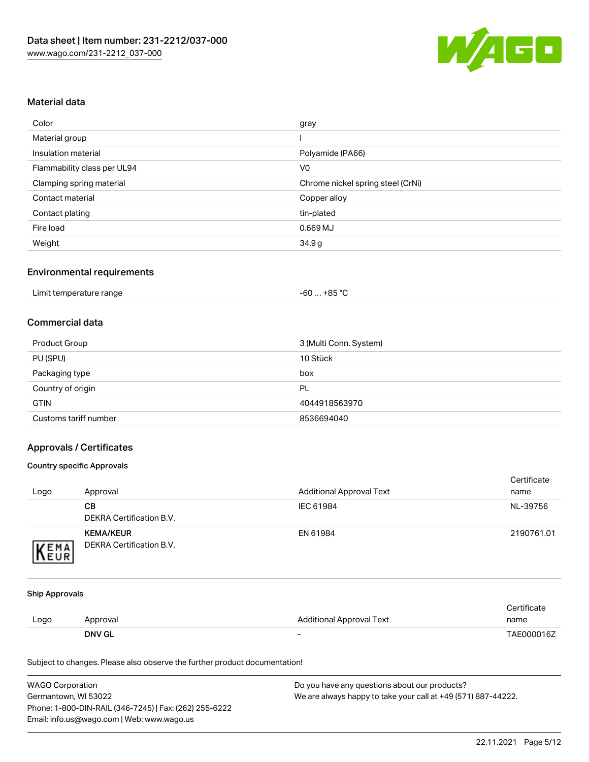## Material data

| Color | gray |
| --- | --- |
| Material group | I |
| Insulation material | Polyamide (PA66) |
| Flammability class per UL94 | V0 |
| Clamping spring material | Chrome nickel spring steel (CrNi) |
| Contact material | Copper alloy |
| Contact plating | tin-plated |
| Fire load | 0.669 MJ |
| Weight | 34.9 g |

## Environmental requirements

| Limit temperature range | -60 … +85 °C |
| --- | --- |

## Commercial data

| Product Group | 3 (Multi Conn. System) |
| --- | --- |
| PU (SPU) | 10 Stück |
| Packaging type | box |
| Country of origin | PL |
| GTIN | 4044918563970 |
| Customs tariff number | 8536694040 |

## Approvals / Certificates

### Country specific Approvals

| Logo | Approval | Additional Approval Text | Certificate name |
| --- | --- | --- | --- |
| | **CB**<br>DEKRA Certification B.V. | IEC 61984 | NL-39756 |
| | **KEMA/KEUR**<br>DEKRA Certification B.V. | EN 61984 | 2190761.01 |

### Ship Approvals

| Logo | Approval | Additional Approval Text | Certificate name |
| --- | --- | --- | --- |
| | **DNV GL** | - | TAE000016Z |

Subject to changes. Please also observe the further product documentation!

WAGO Corporation
Germantown, WI 53022
Phone: 1-800-DIN-RAIL (346-7245) | Fax: (262) 255-6222
Email: info.us@wago.com | Web: www.wago.us

Do you have any questions about our products?
We are always happy to take your call at +49 (571) 887-44222.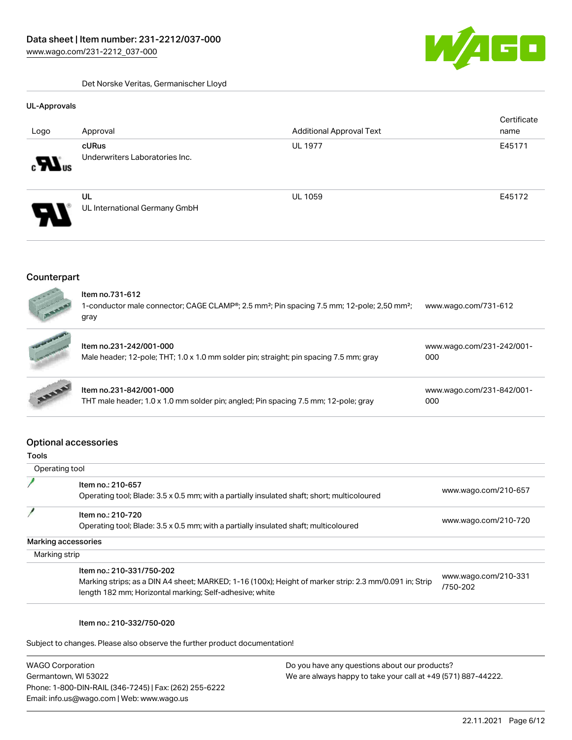Det Norske Veritas, Germanischer Lloyd

### UL-Approvals

| Logo | Approval | Additional Approval Text | Certificate name |
|---|---|---|---|
| | **cURus** Underwriters Laboratories Inc. | UL 1977 | E45171 |
| | **UL** UL International Germany GmbH | UL 1059 | E45172 |

## Counterpart

| | | |
|---|---|---|
| | **Item no.731-612** 1-conductor male connector; CAGE CLAMP®; 2.5 mm²; Pin spacing 7.5 mm; 12-pole; 2,50 mm²; gray | www.wago.com/731-612 |
| | **Item no.231-242/001-000** Male header; 12-pole; THT; 1.0 x 1.0 mm solder pin; straight; pin spacing 7.5 mm; gray | www.wago.com/231-242/001-000 |
| | **Item no.231-842/001-000** THT male header; 1.0 x 1.0 mm solder pin; angled; Pin spacing 7.5 mm; 12-pole; gray | www.wago.com/231-842/001-000 |

## Optional accessories

### Tools

Operating tool

| | | |
|---|---|---|
| | **Item no.: 210-657** Operating tool; Blade: 3.5 x 0.5 mm; with a partially insulated shaft; short; multicoloured | www.wago.com/210-657 |
| | **Item no.: 210-720** Operating tool; Blade: 3.5 x 0.5 mm; with a partially insulated shaft; multicoloured | www.wago.com/210-720 |

### Marking accessories

Marking strip

| | | |
|---|---|---|
| | **Item no.: 210-331/750-202** Marking strips; as a DIN A4 sheet; MARKED; 1-16 (100x); Height of marker strip: 2.3 mm/0.091 in; Strip length 182 mm; Horizontal marking; Self-adhesive; white | www.wago.com/210-331/750-202 |

**Item no.: 210-332/750-020**

Subject to changes. Please also observe the further product documentation!

WAGO Corporation
Germantown, WI 53022
Phone: 1-800-DIN-RAIL (346-7245) | Fax: (262) 255-6222
Email: info.us@wago.com | Web: www.wago.us

Do you have any questions about our products?
We are always happy to take your call at +49 (571) 887-44222.

22.11.2021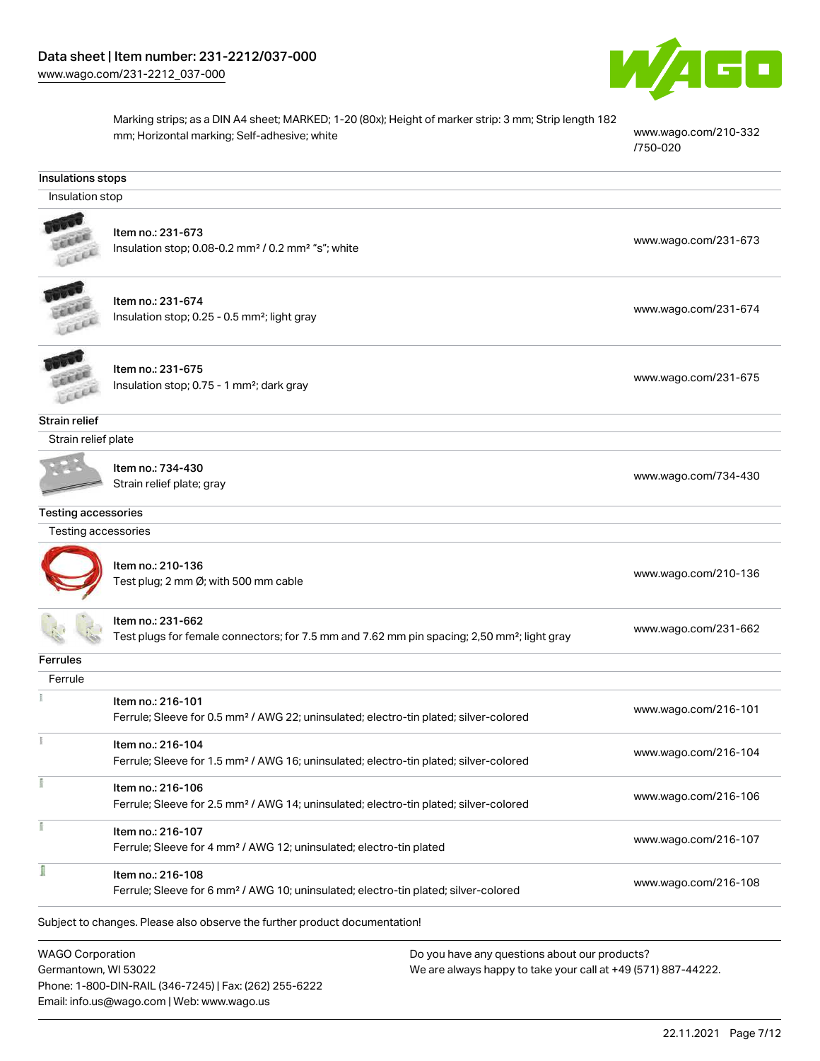Marking strips; as a DIN A4 sheet; MARKED; 1-20 (80x); Height of marker strip: 3 mm; Strip length 182 mm; Horizontal marking; Self-adhesive; white — www.wago.com/210-332/750-020

## Insulations stops

### Insulation stop

| | |
|---|---|
| Item no.: 231-673<br>Insulation stop; 0.08-0.2 mm² / 0.2 mm² "s"; white | www.wago.com/231-673 |
| Item no.: 231-674<br>Insulation stop; 0.25 - 0.5 mm²; light gray | www.wago.com/231-674 |
| Item no.: 231-675<br>Insulation stop; 0.75 - 1 mm²; dark gray | www.wago.com/231-675 |

## Strain relief

### Strain relief plate

| | |
|---|---|
| Item no.: 734-430<br>Strain relief plate; gray | www.wago.com/734-430 |

## Testing accessories

### Testing accessories

| | |
|---|---|
| Item no.: 210-136<br>Test plug; 2 mm Ø; with 500 mm cable | www.wago.com/210-136 |
| Item no.: 231-662<br>Test plugs for female connectors; for 7.5 mm and 7.62 mm pin spacing; 2,50 mm²; light gray | www.wago.com/231-662 |

## Ferrules

### Ferrule

| | |
|---|---|
| Item no.: 216-101<br>Ferrule; Sleeve for 0.5 mm² / AWG 22; uninsulated; electro-tin plated; silver-colored | www.wago.com/216-101 |
| Item no.: 216-104<br>Ferrule; Sleeve for 1.5 mm² / AWG 16; uninsulated; electro-tin plated; silver-colored | www.wago.com/216-104 |
| Item no.: 216-106<br>Ferrule; Sleeve for 2.5 mm² / AWG 14; uninsulated; electro-tin plated; silver-colored | www.wago.com/216-106 |
| Item no.: 216-107<br>Ferrule; Sleeve for 4 mm² / AWG 12; uninsulated; electro-tin plated | www.wago.com/216-107 |
| Item no.: 216-108<br>Ferrule; Sleeve for 6 mm² / AWG 10; uninsulated; electro-tin plated; silver-colored | www.wago.com/216-108 |

Subject to changes. Please also observe the further product documentation!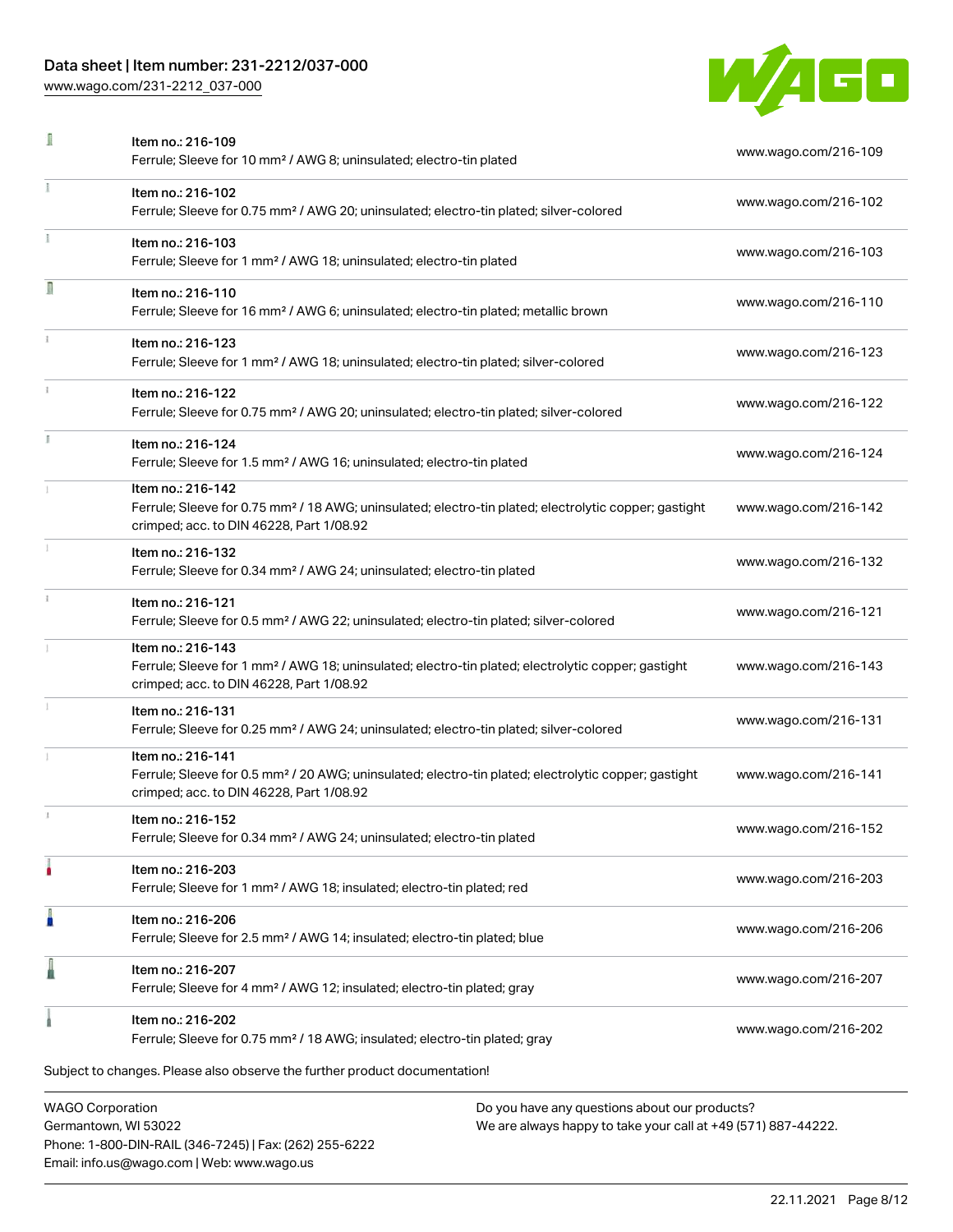| | | |
|---|---|---|
| | Item no.: 216-109<br>Ferrule; Sleeve for 10 mm² / AWG 8; uninsulated; electro-tin plated | www.wago.com/216-109 |
| | Item no.: 216-102<br>Ferrule; Sleeve for 0.75 mm² / AWG 20; uninsulated; electro-tin plated; silver-colored | www.wago.com/216-102 |
| | Item no.: 216-103<br>Ferrule; Sleeve for 1 mm² / AWG 18; uninsulated; electro-tin plated | www.wago.com/216-103 |
| | Item no.: 216-110<br>Ferrule; Sleeve for 16 mm² / AWG 6; uninsulated; electro-tin plated; metallic brown | www.wago.com/216-110 |
| | Item no.: 216-123<br>Ferrule; Sleeve for 1 mm² / AWG 18; uninsulated; electro-tin plated; silver-colored | www.wago.com/216-123 |
| | Item no.: 216-122<br>Ferrule; Sleeve for 0.75 mm² / AWG 20; uninsulated; electro-tin plated; silver-colored | www.wago.com/216-122 |
| | Item no.: 216-124<br>Ferrule; Sleeve for 1.5 mm² / AWG 16; uninsulated; electro-tin plated | www.wago.com/216-124 |
| | Item no.: 216-142<br>Ferrule; Sleeve for 0.75 mm² / 18 AWG; uninsulated; electro-tin plated; electrolytic copper; gastight crimped; acc. to DIN 46228, Part 1/08.92 | www.wago.com/216-142 |
| | Item no.: 216-132<br>Ferrule; Sleeve for 0.34 mm² / AWG 24; uninsulated; electro-tin plated | www.wago.com/216-132 |
| | Item no.: 216-121<br>Ferrule; Sleeve for 0.5 mm² / AWG 22; uninsulated; electro-tin plated; silver-colored | www.wago.com/216-121 |
| | Item no.: 216-143<br>Ferrule; Sleeve for 1 mm² / AWG 18; uninsulated; electro-tin plated; electrolytic copper; gastight crimped; acc. to DIN 46228, Part 1/08.92 | www.wago.com/216-143 |
| | Item no.: 216-131<br>Ferrule; Sleeve for 0.25 mm² / AWG 24; uninsulated; electro-tin plated; silver-colored | www.wago.com/216-131 |
| | Item no.: 216-141<br>Ferrule; Sleeve for 0.5 mm² / 20 AWG; uninsulated; electro-tin plated; electrolytic copper; gastight crimped; acc. to DIN 46228, Part 1/08.92 | www.wago.com/216-141 |
| | Item no.: 216-152<br>Ferrule; Sleeve for 0.34 mm² / AWG 24; uninsulated; electro-tin plated | www.wago.com/216-152 |
| | Item no.: 216-203<br>Ferrule; Sleeve for 1 mm² / AWG 18; insulated; electro-tin plated; red | www.wago.com/216-203 |
| | Item no.: 216-206<br>Ferrule; Sleeve for 2.5 mm² / AWG 14; insulated; electro-tin plated; blue | www.wago.com/216-206 |
| | Item no.: 216-207<br>Ferrule; Sleeve for 4 mm² / AWG 12; insulated; electro-tin plated; gray | www.wago.com/216-207 |
| | Item no.: 216-202<br>Ferrule; Sleeve for 0.75 mm² / 18 AWG; insulated; electro-tin plated; gray | www.wago.com/216-202 |

Subject to changes. Please also observe the further product documentation!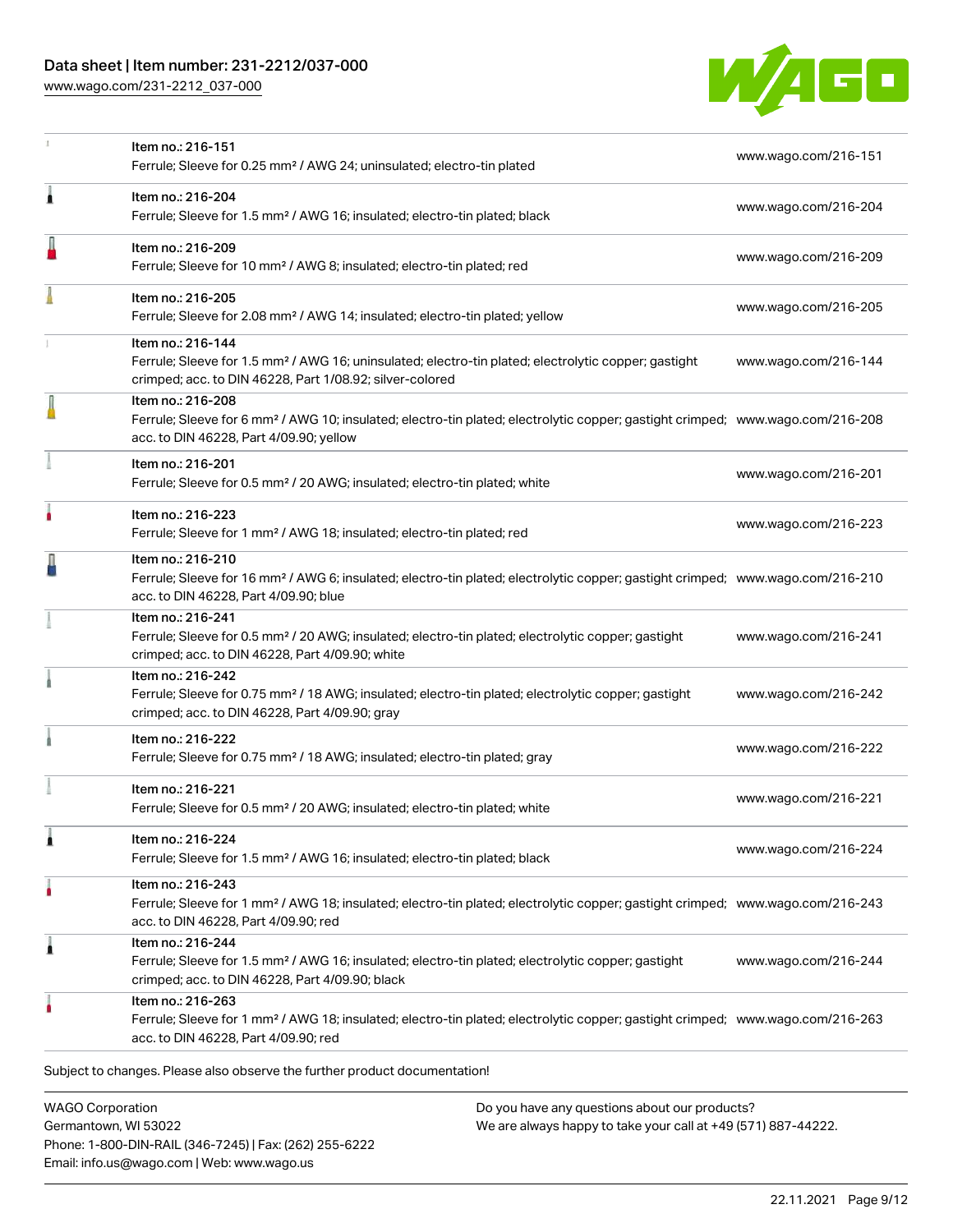| Item | Link |
| --- | --- |
| Item no.: 216-151<br>Ferrule; Sleeve for 0.25 mm² / AWG 24; uninsulated; electro-tin plated | www.wago.com/216-151 |
| Item no.: 216-204<br>Ferrule; Sleeve for 1.5 mm² / AWG 16; insulated; electro-tin plated; black | www.wago.com/216-204 |
| Item no.: 216-209<br>Ferrule; Sleeve for 10 mm² / AWG 8; insulated; electro-tin plated; red | www.wago.com/216-209 |
| Item no.: 216-205<br>Ferrule; Sleeve for 2.08 mm² / AWG 14; insulated; electro-tin plated; yellow | www.wago.com/216-205 |
| Item no.: 216-144<br>Ferrule; Sleeve for 1.5 mm² / AWG 16; uninsulated; electro-tin plated; electrolytic copper; gastight crimped; acc. to DIN 46228, Part 1/08.92; silver-colored | www.wago.com/216-144 |
| Item no.: 216-208<br>Ferrule; Sleeve for 6 mm² / AWG 10; insulated; electro-tin plated; electrolytic copper; gastight crimped; acc. to DIN 46228, Part 4/09.90; yellow | www.wago.com/216-208 |
| Item no.: 216-201<br>Ferrule; Sleeve for 0.5 mm² / 20 AWG; insulated; electro-tin plated; white | www.wago.com/216-201 |
| Item no.: 216-223<br>Ferrule; Sleeve for 1 mm² / AWG 18; insulated; electro-tin plated; red | www.wago.com/216-223 |
| Item no.: 216-210<br>Ferrule; Sleeve for 16 mm² / AWG 6; insulated; electro-tin plated; electrolytic copper; gastight crimped; acc. to DIN 46228, Part 4/09.90; blue | www.wago.com/216-210 |
| Item no.: 216-241<br>Ferrule; Sleeve for 0.5 mm² / 20 AWG; insulated; electro-tin plated; electrolytic copper; gastight crimped; acc. to DIN 46228, Part 4/09.90; white | www.wago.com/216-241 |
| Item no.: 216-242<br>Ferrule; Sleeve for 0.75 mm² / 18 AWG; insulated; electro-tin plated; electrolytic copper; gastight crimped; acc. to DIN 46228, Part 4/09.90; gray | www.wago.com/216-242 |
| Item no.: 216-222<br>Ferrule; Sleeve for 0.75 mm² / 18 AWG; insulated; electro-tin plated; gray | www.wago.com/216-222 |
| Item no.: 216-221<br>Ferrule; Sleeve for 0.5 mm² / 20 AWG; insulated; electro-tin plated; white | www.wago.com/216-221 |
| Item no.: 216-224<br>Ferrule; Sleeve for 1.5 mm² / AWG 16; insulated; electro-tin plated; black | www.wago.com/216-224 |
| Item no.: 216-243<br>Ferrule; Sleeve for 1 mm² / AWG 18; insulated; electro-tin plated; electrolytic copper; gastight crimped; acc. to DIN 46228, Part 4/09.90; red | www.wago.com/216-243 |
| Item no.: 216-244<br>Ferrule; Sleeve for 1.5 mm² / AWG 16; insulated; electro-tin plated; electrolytic copper; gastight crimped; acc. to DIN 46228, Part 4/09.90; black | www.wago.com/216-244 |
| Item no.: 216-263<br>Ferrule; Sleeve for 1 mm² / AWG 18; insulated; electro-tin plated; electrolytic copper; gastight crimped; acc. to DIN 46228, Part 4/09.90; red | www.wago.com/216-263 |

Subject to changes. Please also observe the further product documentation!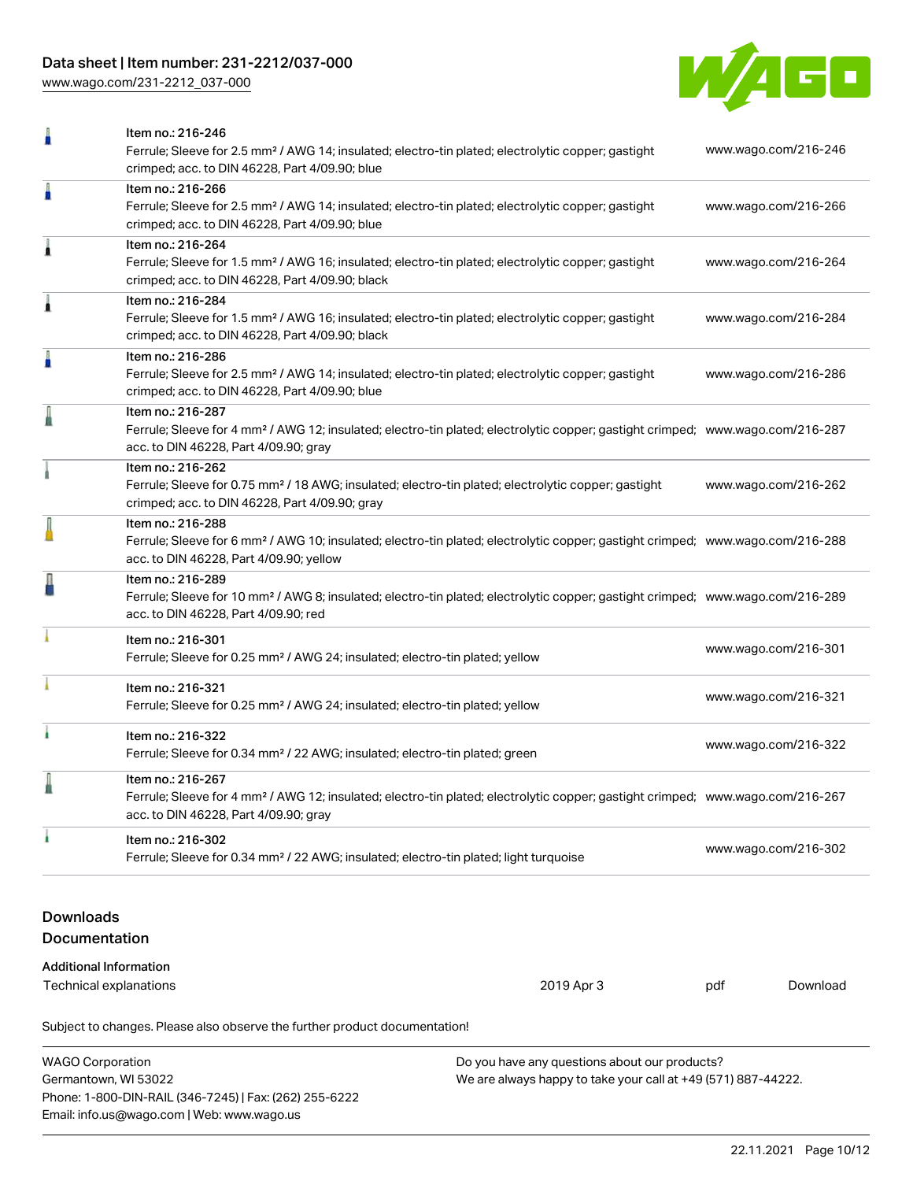| Item | Description | Link |
| --- | --- | --- |
| Item no.: 216-246 | Ferrule; Sleeve for 2.5 mm² / AWG 14; insulated; electro-tin plated; electrolytic copper; gastight crimped; acc. to DIN 46228, Part 4/09.90; blue | www.wago.com/216-246 |
| Item no.: 216-266 | Ferrule; Sleeve for 2.5 mm² / AWG 14; insulated; electro-tin plated; electrolytic copper; gastight crimped; acc. to DIN 46228, Part 4/09.90; blue | www.wago.com/216-266 |
| Item no.: 216-264 | Ferrule; Sleeve for 1.5 mm² / AWG 16; insulated; electro-tin plated; electrolytic copper; gastight crimped; acc. to DIN 46228, Part 4/09.90; black | www.wago.com/216-264 |
| Item no.: 216-284 | Ferrule; Sleeve for 1.5 mm² / AWG 16; insulated; electro-tin plated; electrolytic copper; gastight crimped; acc. to DIN 46228, Part 4/09.90; black | www.wago.com/216-284 |
| Item no.: 216-286 | Ferrule; Sleeve for 2.5 mm² / AWG 14; insulated; electro-tin plated; electrolytic copper; gastight crimped; acc. to DIN 46228, Part 4/09.90; blue | www.wago.com/216-286 |
| Item no.: 216-287 | Ferrule; Sleeve for 4 mm² / AWG 12; insulated; electro-tin plated; electrolytic copper; gastight crimped; acc. to DIN 46228, Part 4/09.90; gray | www.wago.com/216-287 |
| Item no.: 216-262 | Ferrule; Sleeve for 0.75 mm² / 18 AWG; insulated; electro-tin plated; electrolytic copper; gastight crimped; acc. to DIN 46228, Part 4/09.90; gray | www.wago.com/216-262 |
| Item no.: 216-288 | Ferrule; Sleeve for 6 mm² / AWG 10; insulated; electro-tin plated; electrolytic copper; gastight crimped; acc. to DIN 46228, Part 4/09.90; yellow | www.wago.com/216-288 |
| Item no.: 216-289 | Ferrule; Sleeve for 10 mm² / AWG 8; insulated; electro-tin plated; electrolytic copper; gastight crimped; acc. to DIN 46228, Part 4/09.90; red | www.wago.com/216-289 |
| Item no.: 216-301 | Ferrule; Sleeve for 0.25 mm² / AWG 24; insulated; electro-tin plated; yellow | www.wago.com/216-301 |
| Item no.: 216-321 | Ferrule; Sleeve for 0.25 mm² / AWG 24; insulated; electro-tin plated; yellow | www.wago.com/216-321 |
| Item no.: 216-322 | Ferrule; Sleeve for 0.34 mm² / 22 AWG; insulated; electro-tin plated; green | www.wago.com/216-322 |
| Item no.: 216-267 | Ferrule; Sleeve for 4 mm² / AWG 12; insulated; electro-tin plated; electrolytic copper; gastight crimped; acc. to DIN 46228, Part 4/09.90; gray | www.wago.com/216-267 |
| Item no.: 216-302 | Ferrule; Sleeve for 0.34 mm² / 22 AWG; insulated; electro-tin plated; light turquoise | www.wago.com/216-302 |

## Downloads

### Documentation

**Additional Information**

| | | | |
| --- | --- | --- | --- |
| Technical explanations | 2019 Apr 3 | pdf | Download |

Subject to changes. Please also observe the further product documentation!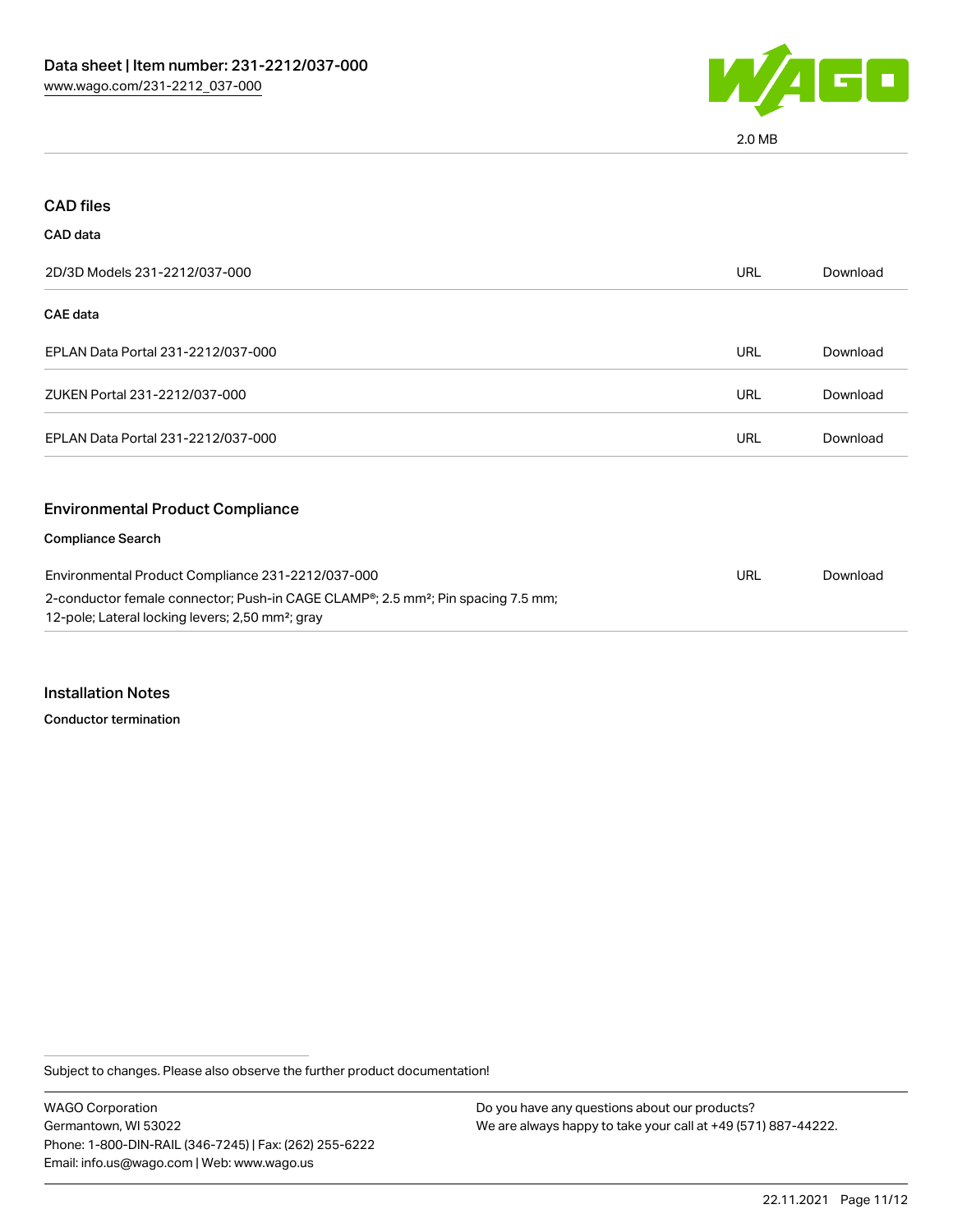2.0 MB

## CAD files

### CAD data

| 2D/3D Models 231-2212/037-000 | URL | Download |
| --- | --- | --- |

### CAE data

| EPLAN Data Portal 231-2212/037-000 | URL | Download |
| --- | --- | --- |
| ZUKEN Portal 231-2212/037-000 | URL | Download |
| EPLAN Data Portal 231-2212/037-000 | URL | Download |

## Environmental Product Compliance

### Compliance Search

| Environmental Product Compliance 231-2212/037-000 | URL | Download |
| --- | --- | --- |
| 2-conductor female connector; Push-in CAGE CLAMP®; 2.5 mm²; Pin spacing 7.5 mm; 12-pole; Lateral locking levers; 2,50 mm²; gray | | |

## Installation Notes

### Conductor termination

Subject to changes. Please also observe the further product documentation!

WAGO Corporation
Germantown, WI 53022
Phone: 1-800-DIN-RAIL (346-7245) | Fax: (262) 255-6222
Email: info.us@wago.com | Web: www.wago.us

Do you have any questions about our products?
We are always happy to take your call at +49 (571) 887-44222.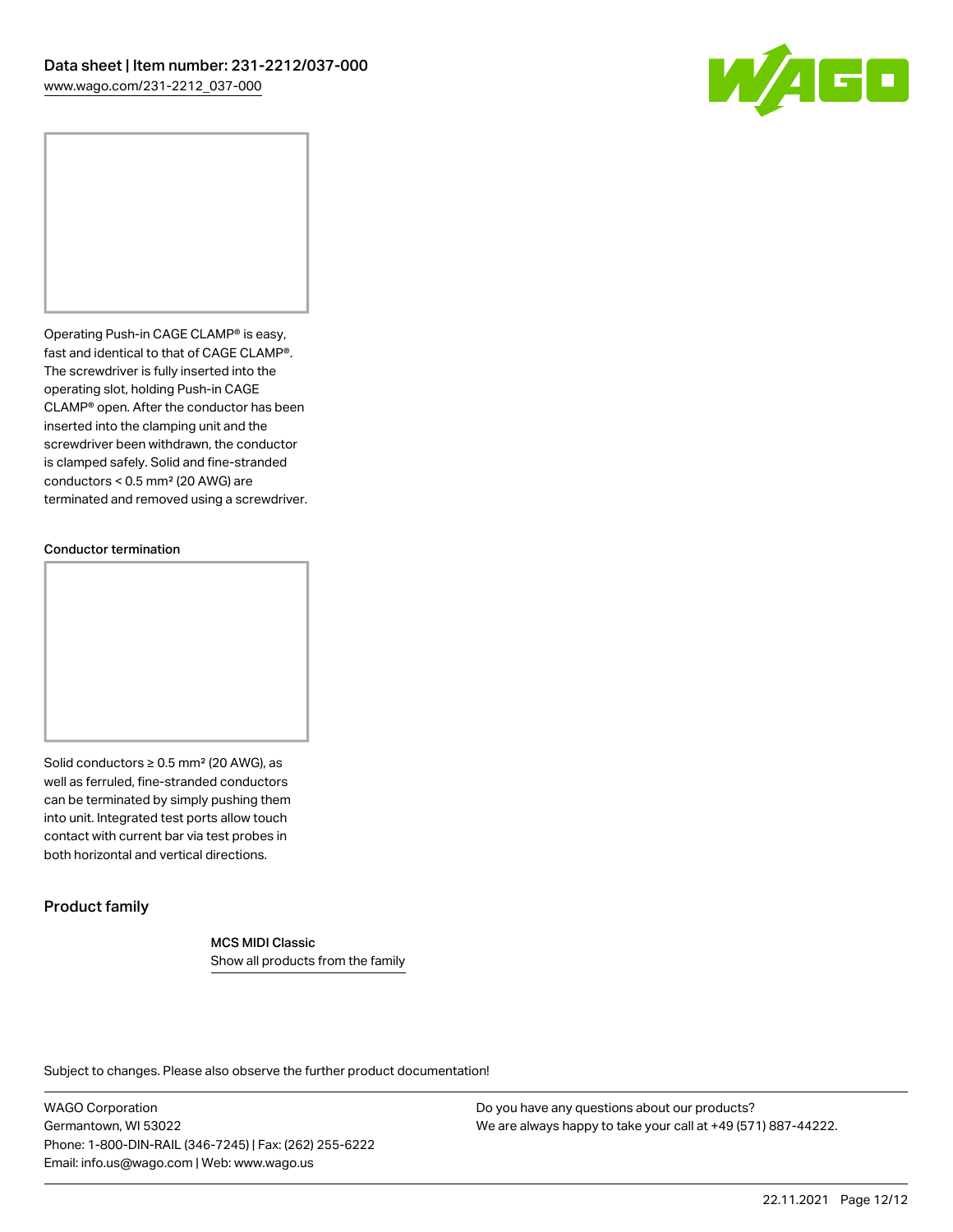Operating Push-in CAGE CLAMP® is easy, fast and identical to that of CAGE CLAMP®. The screwdriver is fully inserted into the operating slot, holding Push-in CAGE CLAMP® open. After the conductor has been inserted into the clamping unit and the screwdriver been withdrawn, the conductor is clamped safely. Solid and fine-stranded conductors < 0.5 mm² (20 AWG) are terminated and removed using a screwdriver.

Conductor termination

Solid conductors ≥ 0.5 mm² (20 AWG), as well as ferruled, fine-stranded conductors can be terminated by simply pushing them into unit. Integrated test ports allow touch contact with current bar via test probes in both horizontal and vertical directions.

## Product family

MCS MIDI Classic
Show all products from the family

Subject to changes. Please also observe the further product documentation!

WAGO Corporation
Germantown, WI 53022
Phone: 1-800-DIN-RAIL (346-7245) | Fax: (262) 255-6222
Email: info.us@wago.com | Web: www.wago.us

Do you have any questions about our products?
We are always happy to take your call at +49 (571) 887-44222.